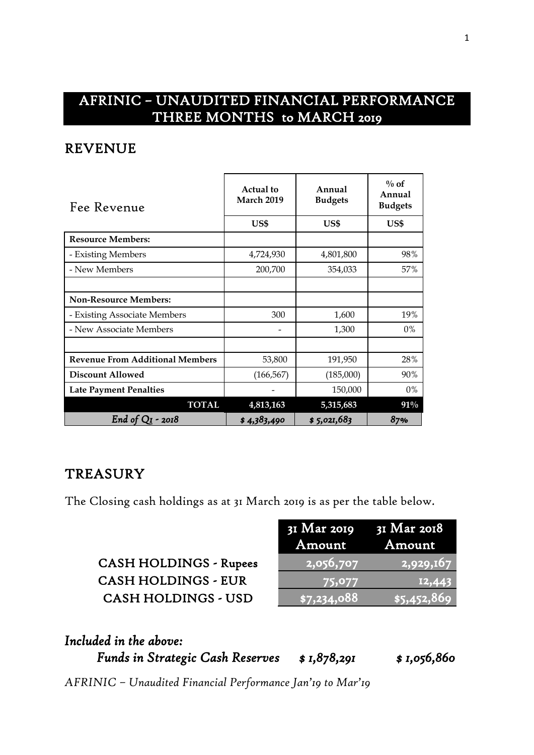# AFRINIC – UNAUDITED FINANCIAL PERFORMANCE THREE MONTHS to MARCH 2019

## REVENUE

| Fee Revenue | Actual to March 2019 | Annual Budgets | % of Annual Budgets |
|---|---|---|---|
| | US$ | US$ | US$ |
| **Resource Members:** | | | |
| - Existing Members | 4,724,930 | 4,801,800 | 98% |
| - New Members | 200,700 | 354,033 | 57% |
| | | | |
| **Non-Resource Members:** | | | |
| - Existing Associate Members | 300 | 1,600 | 19% |
| - New Associate Members | - | 1,300 | 0% |
| | | | |
| **Revenue From Additional Members** | 53,800 | 191,950 | 28% |
| **Discount Allowed** | (166,567) | (185,000) | 90% |
| **Late Payment Penalties** | - | 150,000 | 0% |
| **TOTAL** | **4,813,163** | **5,315,683** | **91%** |
| *End of Q1 - 2018* | *$ 4,383,490* | *$ 5,021,683* | *87%* |

## TREASURY

The Closing cash holdings as at 31 March 2019 is as per the table below.

| | 31 Mar 2019 Amount | 31 Mar 2018 Amount |
|---|---|---|
| CASH HOLDINGS - Rupees | 2,056,707 | 2,929,167 |
| CASH HOLDINGS - EUR | 75,077 | 12,443 |
| CASH HOLDINGS - USD | $7,234,088 | $5,452,869 |

***Included in the above:***

| | | |
|---|---|---|
| ***Funds in Strategic Cash Reserves*** | ***$ 1,878,291*** | ***$ 1,056,860*** |

*AFRINIC – Unaudited Financial Performance Jan'19 to Mar'19*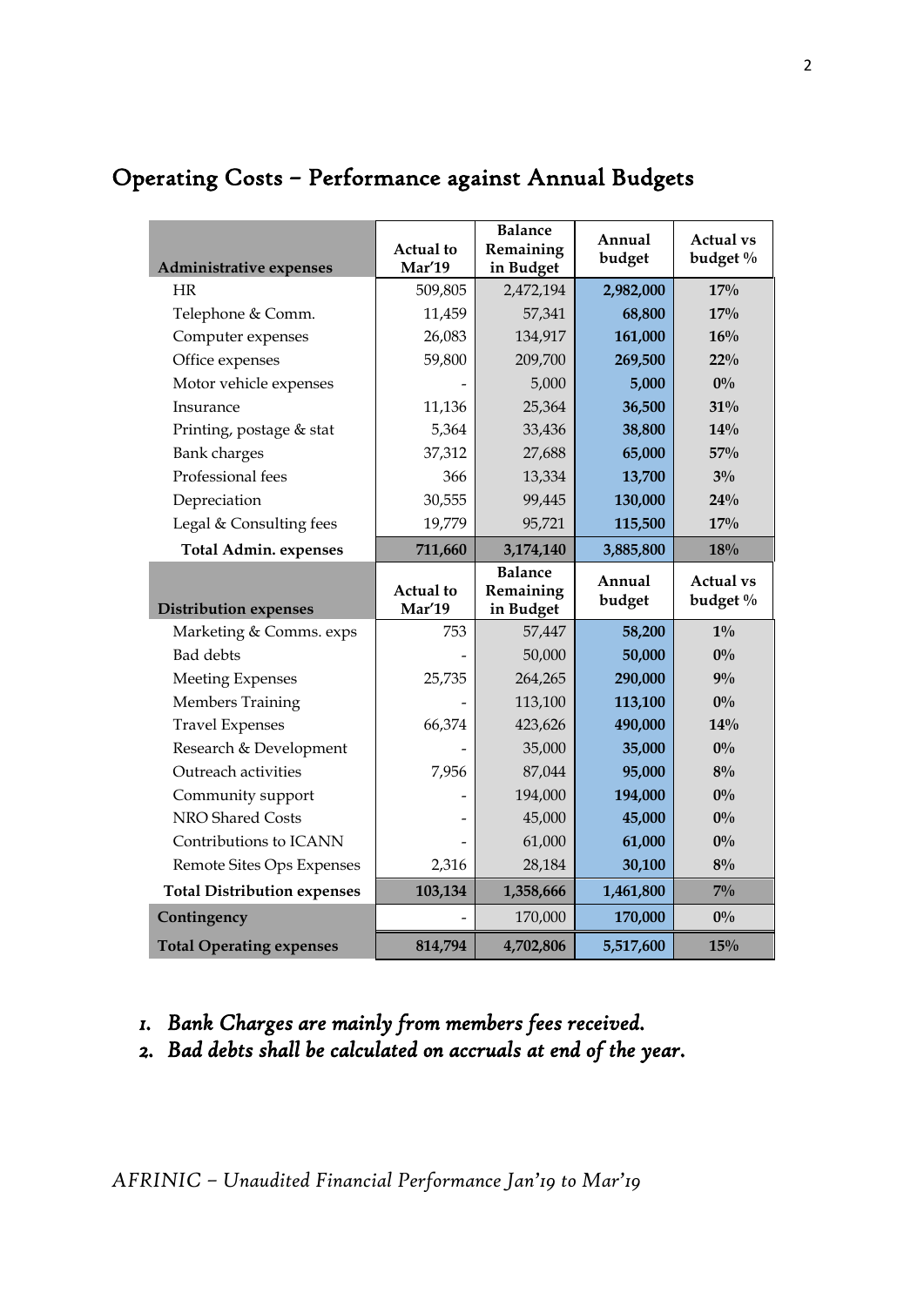## Operating Costs – Performance against Annual Budgets

| Administrative expenses | Actual to Mar'19 | Balance Remaining in Budget | Annual budget | Actual vs budget % |
|---|---|---|---|---|
| HR | 509,805 | 2,472,194 | **2,982,000** | **17%** |
| Telephone & Comm. | 11,459 | 57,341 | **68,800** | **17%** |
| Computer expenses | 26,083 | 134,917 | **161,000** | **16%** |
| Office expenses | 59,800 | 209,700 | **269,500** | **22%** |
| Motor vehicle expenses | - | 5,000 | **5,000** | **0%** |
| Insurance | 11,136 | 25,364 | **36,500** | **31%** |
| Printing, postage & stat | 5,364 | 33,436 | **38,800** | **14%** |
| Bank charges | 37,312 | 27,688 | **65,000** | **57%** |
| Professional fees | 366 | 13,334 | **13,700** | **3%** |
| Depreciation | 30,555 | 99,445 | **130,000** | **24%** |
| Legal & Consulting fees | 19,779 | 95,721 | **115,500** | **17%** |
| **Total Admin. expenses** | **711,660** | **3,174,140** | **3,885,800** | **18%** |
| **Distribution expenses** | **Actual to Mar'19** | **Balance Remaining in Budget** | **Annual budget** | **Actual vs budget %** |
| Marketing & Comms. exps | 753 | 57,447 | **58,200** | **1%** |
| Bad debts | - | 50,000 | **50,000** | **0%** |
| Meeting Expenses | 25,735 | 264,265 | **290,000** | **9%** |
| Members Training | - | 113,100 | **113,100** | **0%** |
| Travel Expenses | 66,374 | 423,626 | **490,000** | **14%** |
| Research & Development | - | 35,000 | **35,000** | **0%** |
| Outreach activities | 7,956 | 87,044 | **95,000** | **8%** |
| Community support | - | 194,000 | **194,000** | **0%** |
| NRO Shared Costs | - | 45,000 | **45,000** | **0%** |
| Contributions to ICANN | - | 61,000 | **61,000** | **0%** |
| Remote Sites Ops Expenses | 2,316 | 28,184 | **30,100** | **8%** |
| **Total Distribution expenses** | **103,134** | **1,358,666** | **1,461,800** | **7%** |
| **Contingency** | - | 170,000 | **170,000** | **0%** |
| **Total Operating expenses** | **814,794** | **4,702,806** | **5,517,600** | **15%** |

1. *Bank Charges are mainly from members fees received.*
2. *Bad debts shall be calculated on accruals at end of the year.*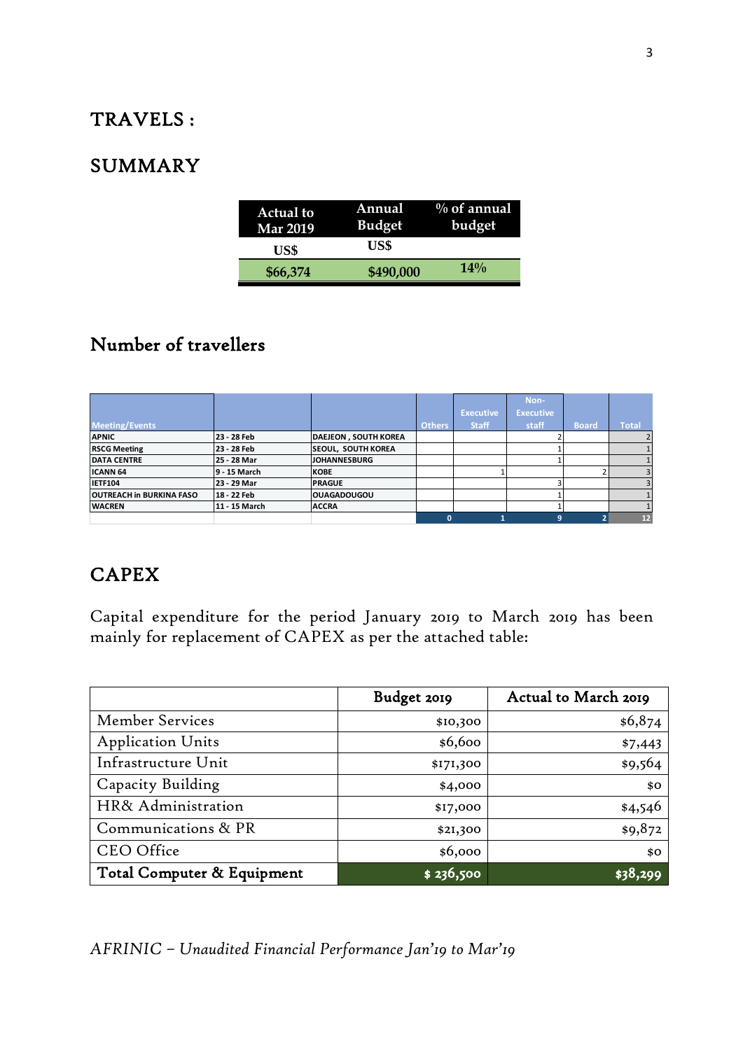## TRAVELS :

## SUMMARY

| Actual to Mar 2019 | Annual Budget | % of annual budget |
|---|---|---|
| US$ | US$ | |
| $66,374 | $490,000 | 14% |

## Number of travellers

| Meeting/Events | | | Others | Executive Staff | Non-Executive staff | Board | Total |
|---|---|---|---|---|---|---|---|
| APNIC | 23 - 28 Feb | DAEJEON , SOUTH KOREA | | | 2 | | 2 |
| RSCG Meeting | 23 - 28 Feb | SEOUL, SOUTH KOREA | | | 1 | | 1 |
| DATA CENTRE | 25 - 28 Mar | JOHANNESBURG | | | 1 | | 1 |
| ICANN 64 | 9 - 15 March | KOBE | | 1 | | 2 | 3 |
| IETF104 | 23 - 29 Mar | PRAGUE | | | 3 | | 3 |
| OUTREACH in BURKINA FASO | 18 - 22 Feb | OUAGADOUGOU | | | 1 | | 1 |
| WACREN | 11 - 15 March | ACCRA | | | 1 | | 1 |
| | | | 0 | 1 | 9 | 2 | 12 |

## CAPEX

Capital expenditure for the period January 2019 to March 2019 has been mainly for replacement of CAPEX as per the attached table:

| | Budget 2019 | Actual to March 2019 |
|---|---|---|
| Member Services | $10,300 | $6,874 |
| Application Units | $6,600 | $7,443 |
| Infrastructure Unit | $171,300 | $9,564 |
| Capacity Building | $4,000 | $0 |
| HR& Administration | $17,000 | $4,546 |
| Communications & PR | $21,300 | $9,872 |
| CEO Office | $6,000 | $0 |
| **Total Computer & Equipment** | **$ 236,500** | **$38,299** |

*AFRINIC – Unaudited Financial Performance Jan'19 to Mar'19*